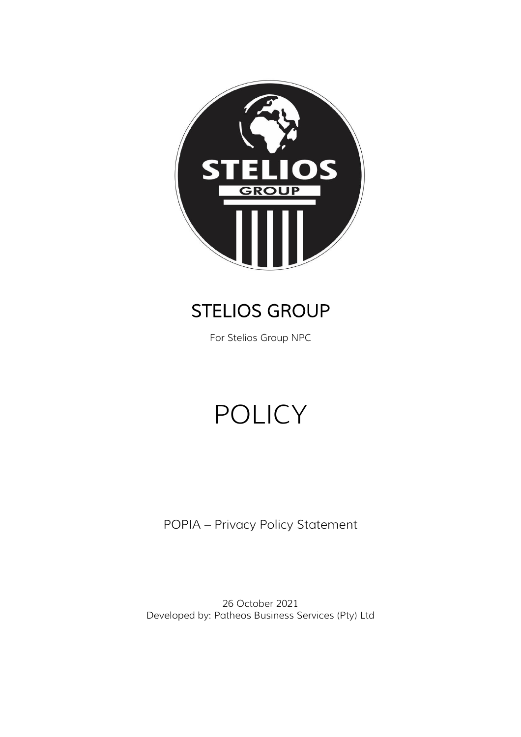# STELIOS GROUP

For Stelios Group NPC

# POLICY

POPIA – Privacy Policy Statement

26 October 2021
Developed by: Patheos Business Services (Pty) Ltd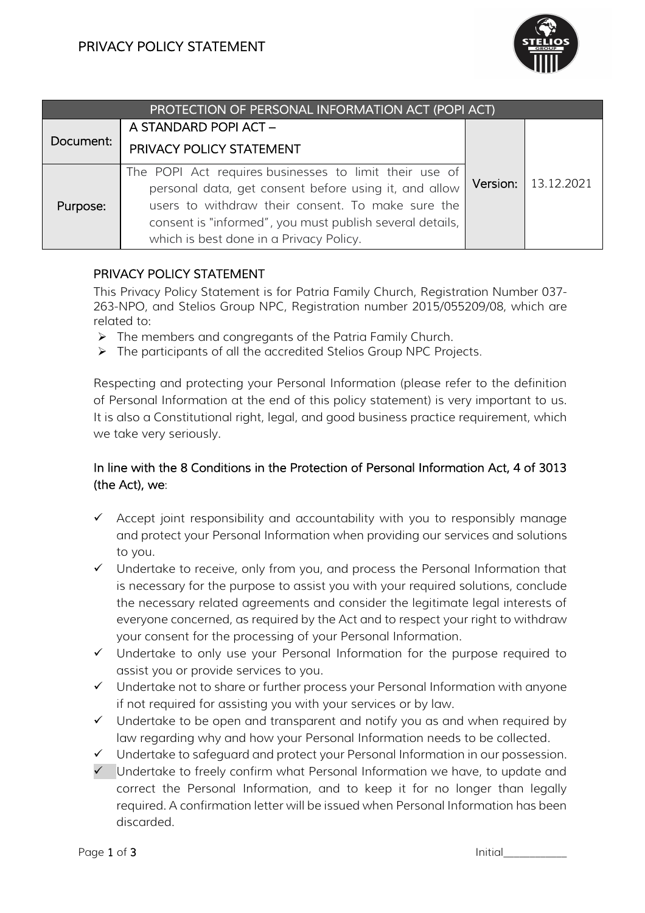# PRIVACY POLICY STATEMENT

| PROTECTION OF PERSONAL INFORMATION ACT (POPI ACT) | | | |
|---|---|---|---|
| Document: | A STANDARD POPI ACT – PRIVACY POLICY STATEMENT | Version: | 13.12.2021 |
| Purpose: | The POPI Act requires businesses to limit their use of personal data, get consent before using it, and allow users to withdraw their consent. To make sure the consent is "informed", you must publish several details, which is best done in a Privacy Policy. | | |

## PRIVACY POLICY STATEMENT

This Privacy Policy Statement is for Patria Family Church, Registration Number 037-263-NPO, and Stelios Group NPC, Registration number 2015/055209/08, which are related to:

- The members and congregants of the Patria Family Church.
- The participants of all the accredited Stelios Group NPC Projects.

Respecting and protecting your Personal Information (please refer to the definition of Personal Information at the end of this policy statement) is very important to us. It is also a Constitutional right, legal, and good business practice requirement, which we take very seriously.

## In line with the 8 Conditions in the Protection of Personal Information Act, 4 of 3013 (the Act), we:

- ✓ Accept joint responsibility and accountability with you to responsibly manage and protect your Personal Information when providing our services and solutions to you.
- ✓ Undertake to receive, only from you, and process the Personal Information that is necessary for the purpose to assist you with your required solutions, conclude the necessary related agreements and consider the legitimate legal interests of everyone concerned, as required by the Act and to respect your right to withdraw your consent for the processing of your Personal Information.
- ✓ Undertake to only use your Personal Information for the purpose required to assist you or provide services to you.
- ✓ Undertake not to share or further process your Personal Information with anyone if not required for assisting you with your services or by law.
- ✓ Undertake to be open and transparent and notify you as and when required by law regarding why and how your Personal Information needs to be collected.
- ✓ Undertake to safeguard and protect your Personal Information in our possession.
- ✓ Undertake to freely confirm what Personal Information we have, to update and correct the Personal Information, and to keep it for no longer than legally required. A confirmation letter will be issued when Personal Information has been discarded.

Initial___________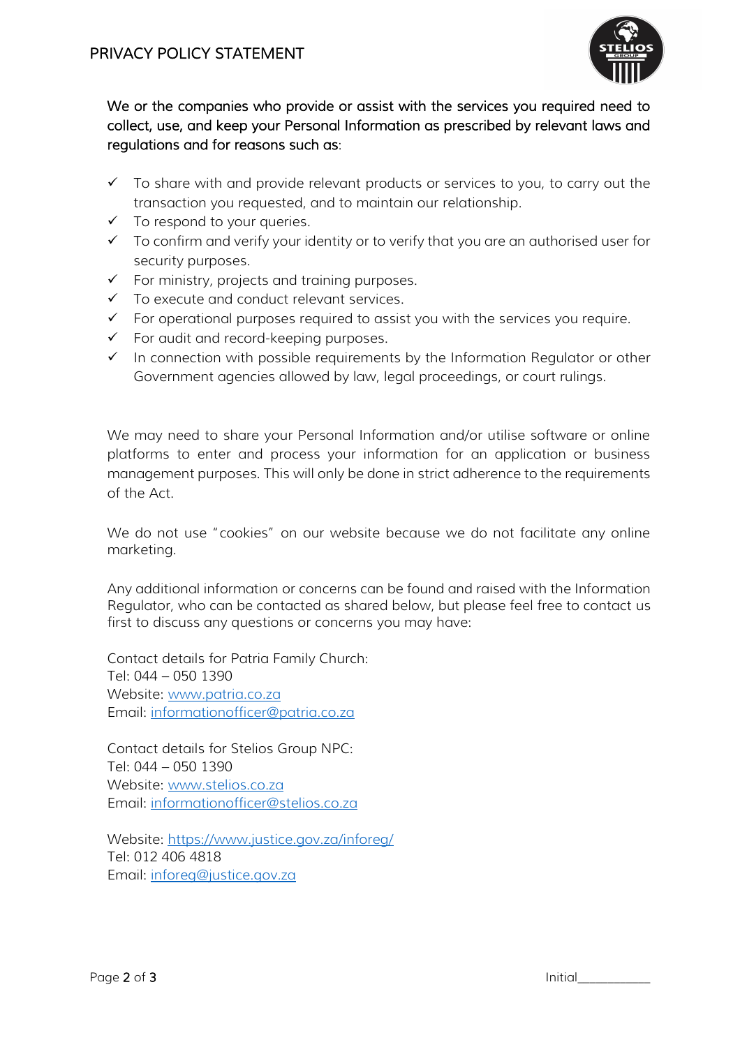We or the companies who provide or assist with the services you required need to collect, use, and keep your Personal Information as prescribed by relevant laws and regulations and for reasons such as:

- ✓ To share with and provide relevant products or services to you, to carry out the transaction you requested, and to maintain our relationship.
- ✓ To respond to your queries.
- ✓ To confirm and verify your identity or to verify that you are an authorised user for security purposes.
- ✓ For ministry, projects and training purposes.
- ✓ To execute and conduct relevant services.
- ✓ For operational purposes required to assist you with the services you require.
- ✓ For audit and record-keeping purposes.
- ✓ In connection with possible requirements by the Information Regulator or other Government agencies allowed by law, legal proceedings, or court rulings.

We may need to share your Personal Information and/or utilise software or online platforms to enter and process your information for an application or business management purposes. This will only be done in strict adherence to the requirements of the Act.

We do not use "cookies" on our website because we do not facilitate any online marketing.

Any additional information or concerns can be found and raised with the Information Regulator, who can be contacted as shared below, but please feel free to contact us first to discuss any questions or concerns you may have:

Contact details for Patria Family Church:
Tel: 044 – 050 1390
Website: www.patria.co.za
Email: informationofficer@patria.co.za

Contact details for Stelios Group NPC:
Tel: 044 – 050 1390
Website: www.stelios.co.za
Email: informationofficer@stelios.co.za

Website: https://www.justice.gov.za/inforeg/
Tel: 012 406 4818
Email: inforeg@justice.gov.za

Initial___________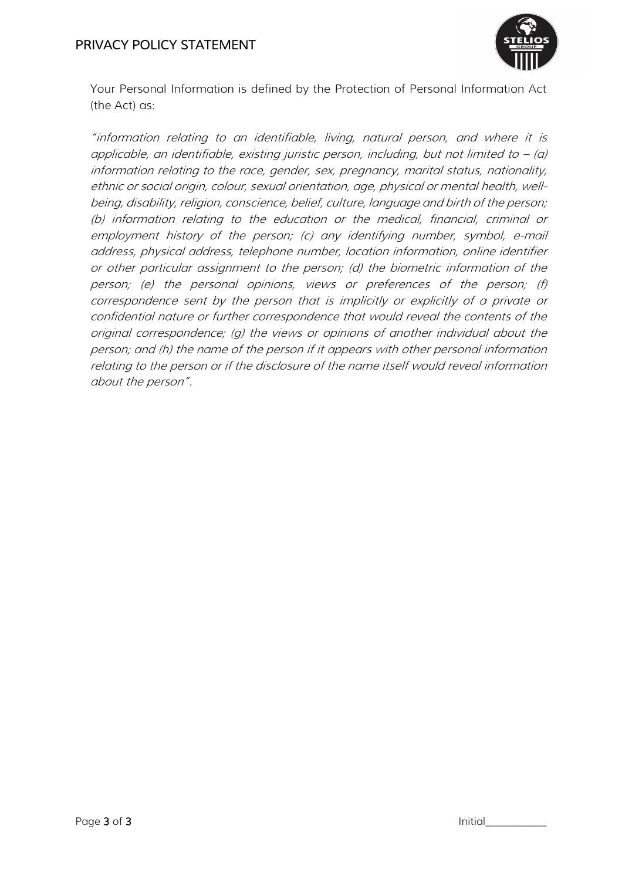Your Personal Information is defined by the Protection of Personal Information Act (the Act) as:

*"information relating to an identifiable, living, natural person, and where it is applicable, an identifiable, existing juristic person, including, but not limited to – (a) information relating to the race, gender, sex, pregnancy, marital status, nationality, ethnic or social origin, colour, sexual orientation, age, physical or mental health, well-being, disability, religion, conscience, belief, culture, language and birth of the person; (b) information relating to the education or the medical, financial, criminal or employment history of the person; (c) any identifying number, symbol, e-mail address, physical address, telephone number, location information, online identifier or other particular assignment to the person; (d) the biometric information of the person; (e) the personal opinions, views or preferences of the person; (f) correspondence sent by the person that is implicitly or explicitly of a private or confidential nature or further correspondence that would reveal the contents of the original correspondence; (g) the views or opinions of another individual about the person; and (h) the name of the person if it appears with other personal information relating to the person or if the disclosure of the name itself would reveal information about the person".*